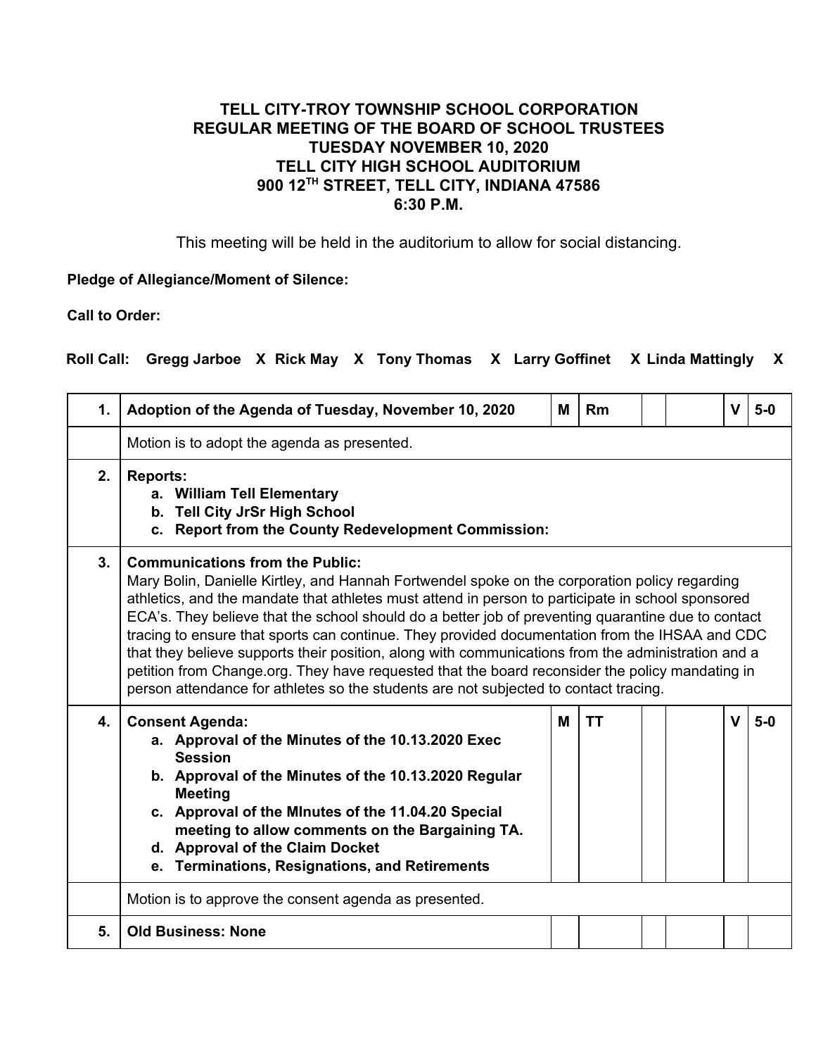**TELL CITY-TROY TOWNSHIP SCHOOL CORPORATION**
**REGULAR MEETING OF THE BOARD OF SCHOOL TRUSTEES**
**TUESDAY NOVEMBER 10, 2020**
**TELL CITY HIGH SCHOOL AUDITORIUM**
**900 12TH STREET, TELL CITY, INDIANA 47586**
**6:30 P.M.**

This meeting will be held in the auditorium to allow for social distancing.

**Pledge of Allegiance/Moment of Silence:**

**Call to Order:**

**Roll Call: Gregg Jarboe X Rick May X Tony Thomas X Larry Goffinet X Linda Mattingly X**

| | | | | | | | |
|---|---|---|---|---|---|---|---|
| **1.** | **Adoption of the Agenda of Tuesday, November 10, 2020** | **M** | **Rm** | | | **V** | **5-0** |
| | Motion is to adopt the agenda as presented. | | | | | | |
| **2.** | **Reports:**<br>a. **William Tell Elementary**<br>b. **Tell City JrSr High School**<br>c. **Report from the County Redevelopment Commission:** | | | | | | |
| **3.** | **Communications from the Public:**<br>Mary Bolin, Danielle Kirtley, and Hannah Fortwendel spoke on the corporation policy regarding athletics, and the mandate that athletes must attend in person to participate in school sponsored ECA's. They believe that the school should do a better job of preventing quarantine due to contact tracing to ensure that sports can continue. They provided documentation from the IHSAA and CDC that they believe supports their position, along with communications from the administration and a petition from Change.org. They have requested that the board reconsider the policy mandating in person attendance for athletes so the students are not subjected to contact tracing. | | | | | | |
| **4.** | **Consent Agenda:**<br>a. **Approval of the Minutes of the 10.13.2020 Exec Session**<br>b. **Approval of the Minutes of the 10.13.2020 Regular Meeting**<br>c. **Approval of the MInutes of the 11.04.20 Special meeting to allow comments on the Bargaining TA.**<br>d. **Approval of the Claim Docket**<br>e. **Terminations, Resignations, and Retirements** | **M** | **TT** | | | **V** | **5-0** |
| | Motion is to approve the consent agenda as presented. | | | | | | |
| **5.** | **Old Business: None** | | | | | | |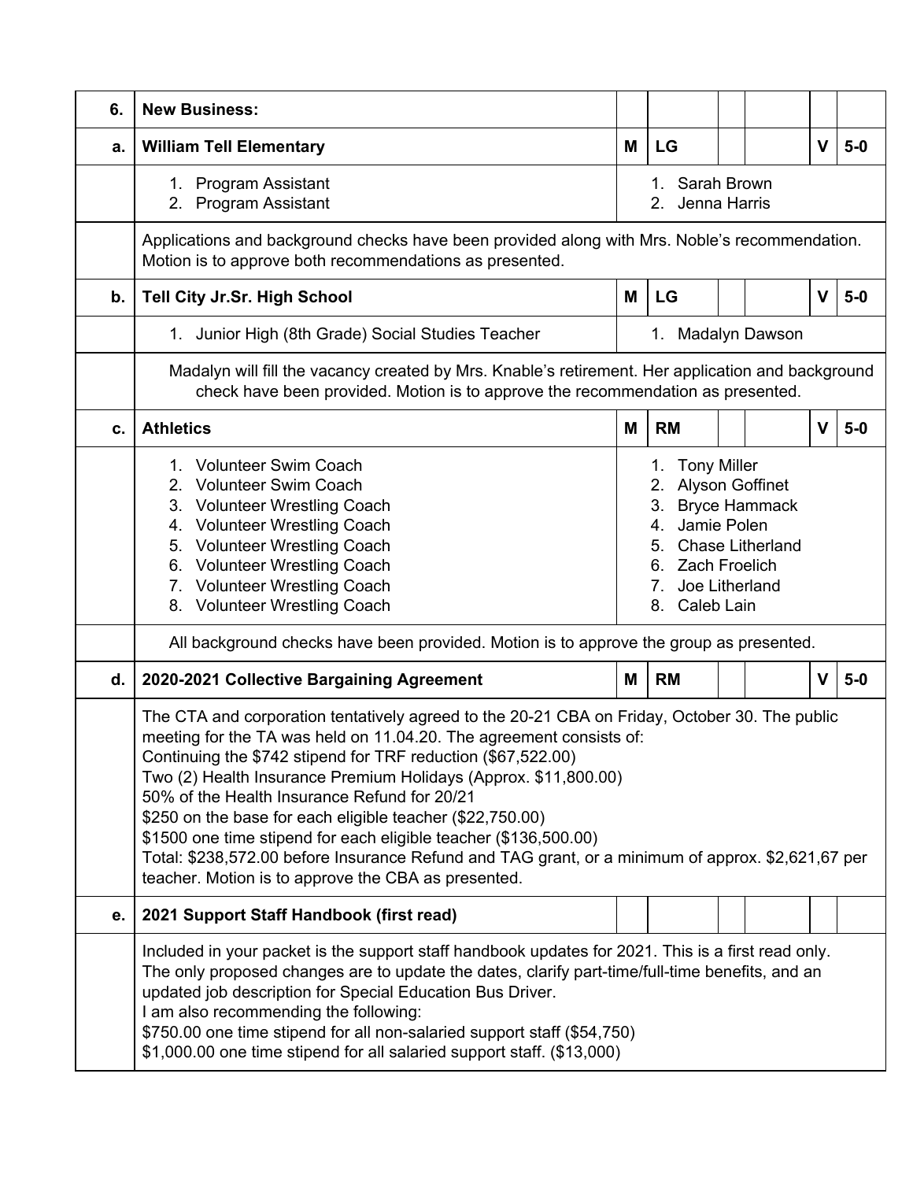| 6. | **New Business:** | | | | | | |
|---|---|---|---|---|---|---|---|
| a. | **William Tell Elementary** | **M** | **LG** | | | **V** | **5-0** |
| | 1. Program Assistant<br>2. Program Assistant | 1. Sarah Brown<br>2. Jenna Harris | | | | | |
| | Applications and background checks have been provided along with Mrs. Noble's recommendation. Motion is to approve both recommendations as presented. | | | | | | |
| b. | **Tell City Jr.Sr. High School** | **M** | **LG** | | | **V** | **5-0** |
| | 1. Junior High (8th Grade) Social Studies Teacher | 1. Madalyn Dawson | | | | | |
| | Madalyn will fill the vacancy created by Mrs. Knable's retirement. Her application and background check have been provided. Motion is to approve the recommendation as presented. | | | | | | |
| c. | **Athletics** | **M** | **RM** | | | **V** | **5-0** |
| | 1. Volunteer Swim Coach<br>2. Volunteer Swim Coach<br>3. Volunteer Wrestling Coach<br>4. Volunteer Wrestling Coach<br>5. Volunteer Wrestling Coach<br>6. Volunteer Wrestling Coach<br>7. Volunteer Wrestling Coach<br>8. Volunteer Wrestling Coach | 1. Tony Miller<br>2. Alyson Goffinet<br>3. Bryce Hammack<br>4. Jamie Polen<br>5. Chase Litherland<br>6. Zach Froelich<br>7. Joe Litherland<br>8. Caleb Lain | | | | | |
| | All background checks have been provided. Motion is to approve the group as presented. | | | | | | |
| d. | **2020-2021 Collective Bargaining Agreement** | **M** | **RM** | | | **V** | **5-0** |
| | The CTA and corporation tentatively agreed to the 20-21 CBA on Friday, October 30. The public meeting for the TA was held on 11.04.20. The agreement consists of:<br>Continuing the $742 stipend for TRF reduction ($67,522.00)<br>Two (2) Health Insurance Premium Holidays (Approx. $11,800.00)<br>50% of the Health Insurance Refund for 20/21<br>$250 on the base for each eligible teacher ($22,750.00)<br>$1500 one time stipend for each eligible teacher ($136,500.00)<br>Total: $238,572.00 before Insurance Refund and TAG grant, or a minimum of approx. $2,621,67 per teacher. Motion is to approve the CBA as presented. | | | | | | |
| e. | **2021 Support Staff Handbook (first read)** | | | | | | |
| | Included in your packet is the support staff handbook updates for 2021. This is a first read only. The only proposed changes are to update the dates, clarify part-time/full-time benefits, and an updated job description for Special Education Bus Driver.<br>I am also recommending the following:<br>$750.00 one time stipend for all non-salaried support staff ($54,750)<br>$1,000.00 one time stipend for all salaried support staff. ($13,000) | | | | | | |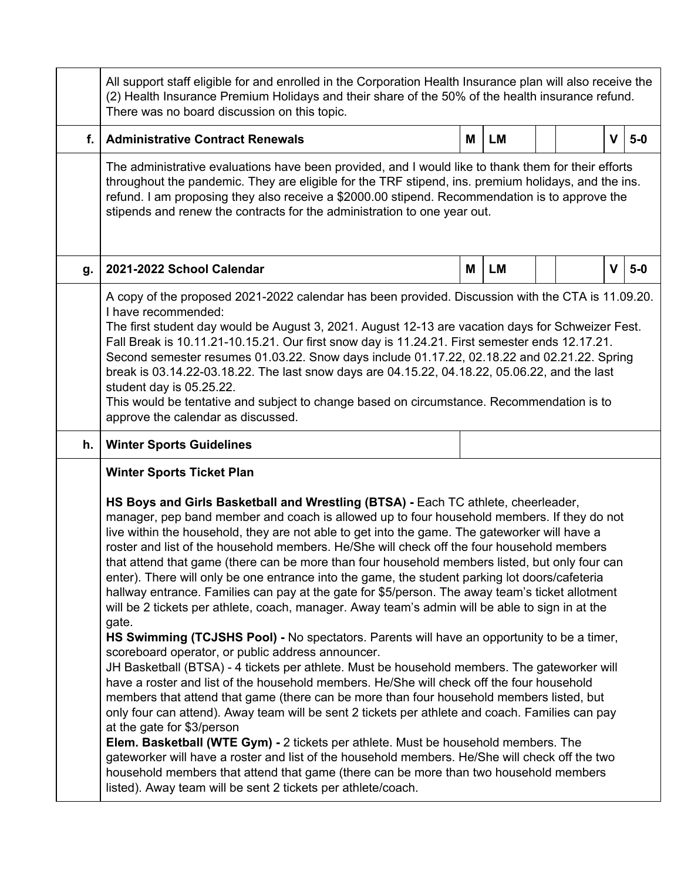| | | | | | | | |
|---|---|---|---|---|---|---|---|
| | All support staff eligible for and enrolled in the Corporation Health Insurance plan will also receive the (2) Health Insurance Premium Holidays and their share of the 50% of the health insurance refund. There was no board discussion on this topic. | | | | | | |
| **f.** | **Administrative Contract Renewals** | **M** | **LM** | | | **V** | **5-0** |
| | The administrative evaluations have been provided, and I would like to thank them for their efforts throughout the pandemic. They are eligible for the TRF stipend, ins. premium holidays, and the ins. refund. I am proposing they also receive a $2000.00 stipend. Recommendation is to approve the stipends and renew the contracts for the administration to one year out. | | | | | | |
| **g.** | **2021-2022 School Calendar** | **M** | **LM** | | | **V** | **5-0** |
| | A copy of the proposed 2021-2022 calendar has been provided. Discussion with the CTA is 11.09.20. I have recommended:<br>The first student day would be August 3, 2021. August 12-13 are vacation days for Schweizer Fest. Fall Break is 10.11.21-10.15.21. Our first snow day is 11.24.21. First semester ends 12.17.21. Second semester resumes 01.03.22. Snow days include 01.17.22, 02.18.22 and 02.21.22. Spring break is 03.14.22-03.18.22. The last snow days are 04.15.22, 04.18.22, 05.06.22, and the last student day is 05.25.22.<br>This would be tentative and subject to change based on circumstance. Recommendation is to approve the calendar as discussed. | | | | | | |
| **h.** | **Winter Sports Guidelines** | | | | | | |
| | **Winter Sports Ticket Plan**<br><br>**HS Boys and Girls Basketball and Wrestling (BTSA) -** Each TC athlete, cheerleader, manager, pep band member and coach is allowed up to four household members. If they do not live within the household, they are not able to get into the game. The gateworker will have a roster and list of the household members. He/She will check off the four household members that attend that game (there can be more than four household members listed, but only four can enter). There will only be one entrance into the game, the student parking lot doors/cafeteria hallway entrance. Families can pay at the gate for $5/person. The away team's ticket allotment will be 2 tickets per athlete, coach, manager. Away team's admin will be able to sign in at the gate.<br>**HS Swimming (TCJSHS Pool) -** No spectators. Parents will have an opportunity to be a timer, scoreboard operator, or public address announcer.<br>JH Basketball (BTSA) - 4 tickets per athlete. Must be household members. The gateworker will have a roster and list of the household members. He/She will check off the four household members that attend that game (there can be more than four household members listed, but only four can attend). Away team will be sent 2 tickets per athlete and coach. Families can pay at the gate for $3/person<br>**Elem. Basketball (WTE Gym) -** 2 tickets per athlete. Must be household members. The gateworker will have a roster and list of the household members. He/She will check off the two household members that attend that game (there can be more than two household members listed). Away team will be sent 2 tickets per athlete/coach. | | | | | | |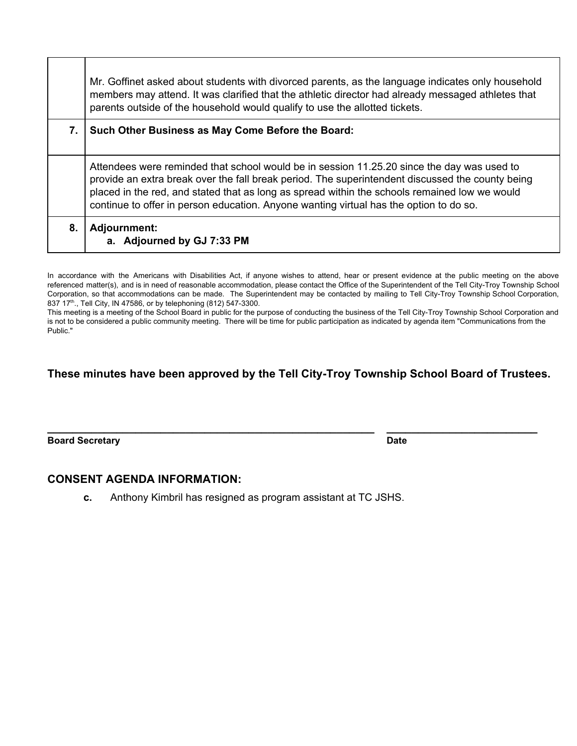| | |
|---|---|
| | Mr. Goffinet asked about students with divorced parents, as the language indicates only household members may attend. It was clarified that the athletic director had already messaged athletes that parents outside of the household would qualify to use the allotted tickets. |
| **7.** | **Such Other Business as May Come Before the Board:** |
| | Attendees were reminded that school would be in session 11.25.20 since the day was used to provide an extra break over the fall break period. The superintendent discussed the county being placed in the red, and stated that as long as spread within the schools remained low we would continue to offer in person education. Anyone wanting virtual has the option to do so. |
| **8.** | **Adjournment:**<br>**a. Adjourned by GJ 7:33 PM** |

In accordance with the Americans with Disabilities Act, if anyone wishes to attend, hear or present evidence at the public meeting on the above referenced matter(s), and is in need of reasonable accommodation, please contact the Office of the Superintendent of the Tell City-Troy Township School Corporation, so that accommodations can be made. The Superintendent may be contacted by mailing to Tell City-Troy Township School Corporation, 837 17th., Tell City, IN 47586, or by telephoning (812) 547-3300.
This meeting is a meeting of the School Board in public for the purpose of conducting the business of the Tell City-Troy Township School Corporation and is not to be considered a public community meeting. There will be time for public participation as indicated by agenda item "Communications from the Public."

**These minutes have been approved by the Tell City-Troy Township School Board of Trustees.**

\_\_\_\_\_\_\_\_\_\_\_\_\_\_\_\_\_\_\_\_\_\_\_\_\_\_\_\_\_\_\_\_\_\_\_\_\_\_\_\_\_\_ \_\_\_\_\_\_\_\_\_\_\_\_\_\_\_\_\_\_\_\_\_\_\_\_\_\_
**Board Secretary** **Date**

## CONSENT AGENDA INFORMATION:

**c.** Anthony Kimbril has resigned as program assistant at TC JSHS.